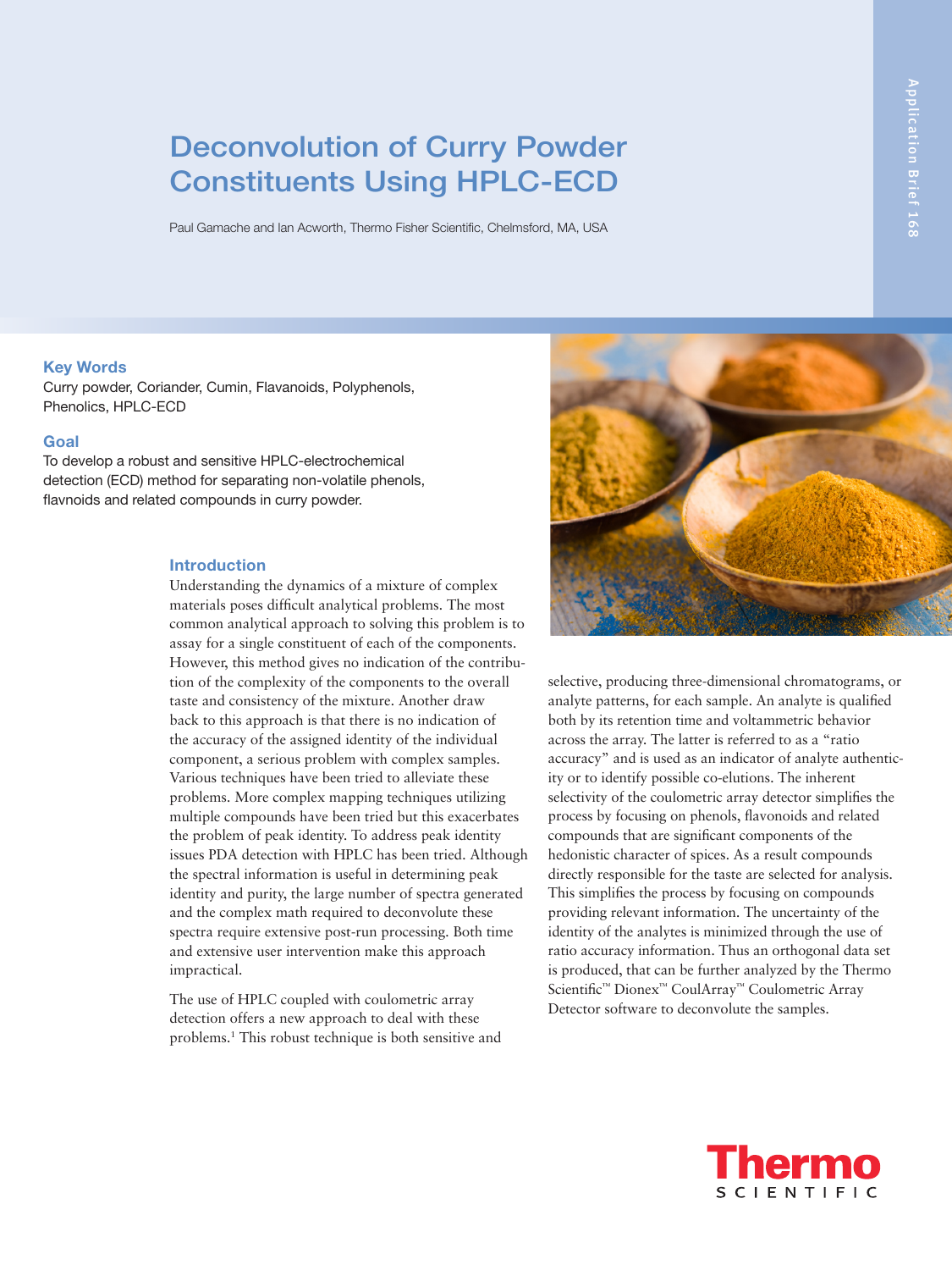# Deconvolution of Curry Powder Constituents Using HPLC-ECD

Paul Gamache and Ian Acworth, Thermo Fisher Scientific, Chelmsford, MA, USA

## Key Words

Curry powder, Coriander, Cumin, Flavanoids, Polyphenols, Phenolics, HPLC-ECD

## Goal

To develop a robust and sensitive HPLC-electrochemical detection (ECD) method for separating non-volatile phenols, flavnoids and related compounds in curry powder.

## Introduction

Understanding the dynamics of a mixture of complex materials poses difficult analytical problems. The most common analytical approach to solving this problem is to assay for a single constituent of each of the components. However, this method gives no indication of the contribution of the complexity of the components to the overall taste and consistency of the mixture. Another draw back to this approach is that there is no indication of the accuracy of the assigned identity of the individual component, a serious problem with complex samples. Various techniques have been tried to alleviate these problems. More complex mapping techniques utilizing multiple compounds have been tried but this exacerbates the problem of peak identity. To address peak identity issues PDA detection with HPLC has been tried. Although the spectral information is useful in determining peak identity and purity, the large number of spectra generated and the complex math required to deconvolute these spectra require extensive post-run processing. Both time and extensive user intervention make this approach impractical.

The use of HPLC coupled with coulometric array detection offers a new approach to deal with these problems.[1] This robust technique is both sensitive and selective, producing three-dimensional chromatograms, or analyte patterns, for each sample. An analyte is qualified both by its retention time and voltammetric behavior across the array. The latter is referred to as a "ratio accuracy" and is used as an indicator of analyte authenticity or to identify possible co-elutions. The inherent selectivity of the coulometric array detector simplifies the process by focusing on phenols, flavonoids and related compounds that are significant components of the hedonistic character of spices. As a result compounds directly responsible for the taste are selected for analysis. This simplifies the process by focusing on compounds providing relevant information. The uncertainty of the identity of the analytes is minimized through the use of ratio accuracy information. Thus an orthogonal data set is produced, that can be further analyzed by the Thermo Scientific™ Dionex™ CoulArray™ Coulometric Array Detector software to deconvolute the samples.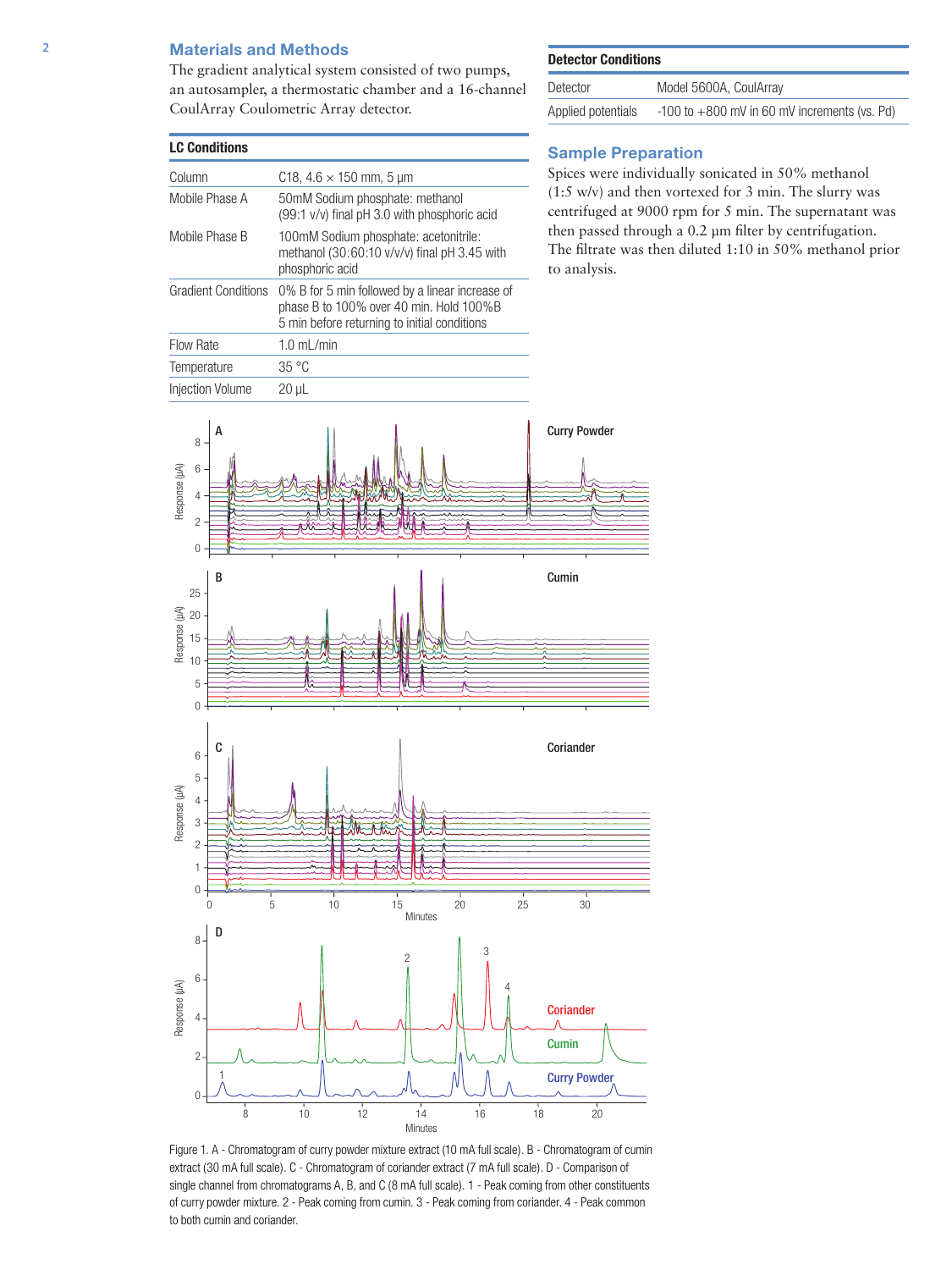## Materials and Methods

The gradient analytical system consisted of two pumps, an autosampler, a thermostatic chamber and a 16-channel CoulArray Coulometric Array detector.

| LC Conditions | |
|---|---|
| Column | C18, 4.6 × 150 mm, 5 µm |
| Mobile Phase A | 50mM Sodium phosphate: methanol (99:1 v/v) final pH 3.0 with phosphoric acid |
| Mobile Phase B | 100mM Sodium phosphate: acetonitrile: methanol (30:60:10 v/v/v) final pH 3.45 with phosphoric acid |
| Gradient Conditions | 0% B for 5 min followed by a linear increase of phase B to 100% over 40 min. Hold 100%B 5 min before returning to initial conditions |
| Flow Rate | 1.0 mL/min |
| Temperature | 35 °C |
| Injection Volume | 20 µL |

| Detector Conditions | |
|---|---|
| Detector | Model 5600A, CoulArray |
| Applied potentials | -100 to +800 mV in 60 mV increments (vs. Pd) |

## Sample Preparation

Spices were individually sonicated in 50% methanol (1:5 w/v) and then vortexed for 3 min. The slurry was centrifuged at 9000 rpm for 5 min. The supernatant was then passed through a 0.2 µm filter by centrifugation. The filtrate was then diluted 1:10 in 50% methanol prior to analysis.

Figure 1. A - Chromatogram of curry powder mixture extract (10 mA full scale). B - Chromatogram of cumin extract (30 mA full scale). C - Chromatogram of coriander extract (7 mA full scale). D - Comparison of single channel from chromatograms A, B, and C (8 mA full scale). 1 - Peak coming from other constituents of curry powder mixture. 2 - Peak coming from cumin. 3 - Peak coming from coriander. 4 - Peak common to both cumin and coriander.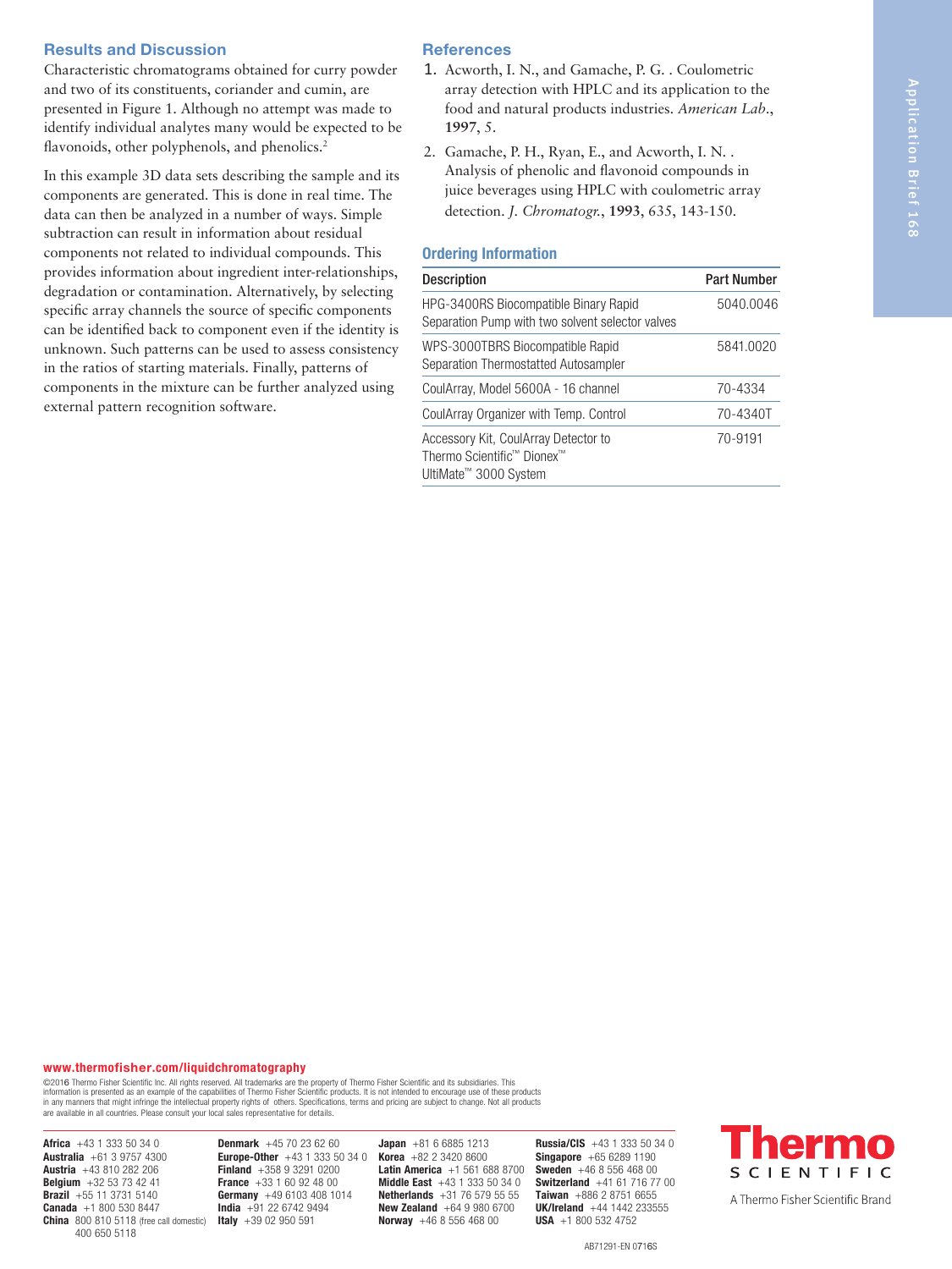## Results and Discussion

Characteristic chromatograms obtained for curry powder and two of its constituents, coriander and cumin, are presented in Figure 1. Although no attempt was made to identify individual analytes many would be expected to be flavonoids, other polyphenols, and phenolics.[2]

In this example 3D data sets describing the sample and its components are generated. This is done in real time. The data can then be analyzed in a number of ways. Simple subtraction can result in information about residual components not related to individual compounds. This provides information about ingredient inter-relationships, degradation or contamination. Alternatively, by selecting specific array channels the source of specific components can be identified back to component even if the identity is unknown. Such patterns can be used to assess consistency in the ratios of starting materials. Finally, patterns of components in the mixture can be further analyzed using external pattern recognition software.

## References

1. Acworth, I. N., and Gamache, P. G. . Coulometric array detection with HPLC and its application to the food and natural products industries. *American Lab.*, **1997**, 5.
2. Gamache, P. H., Ryan, E., and Acworth, I. N. . Analysis of phenolic and flavonoid compounds in juice beverages using HPLC with coulometric array detection. *J. Chromatogr.*, **1993**, 635, 143-150.

## Ordering Information

| Description | Part Number |
|---|---|
| HPG-3400RS Biocompatible Binary Rapid Separation Pump with two solvent selector valves | 5040.0046 |
| WPS-3000TBRS Biocompatible Rapid Separation Thermostatted Autosampler | 5841.0020 |
| CoulArray, Model 5600A - 16 channel | 70-4334 |
| CoulArray Organizer with Temp. Control | 70-4340T |
| Accessory Kit, CoulArray Detector to Thermo Scientific™ Dionex™ UltiMate™ 3000 System | 70-9191 |

**www.thermofisher.com/liquidchromatography**

©2016 Thermo Fisher Scientific Inc. All rights reserved. All trademarks are the property of Thermo Fisher Scientific and its subsidiaries. This information is presented as an example of the capabilities of Thermo Fisher Scientific products. It is not intended to encourage use of these products in any manners that might infringe the intellectual property rights of others. Specifications, terms and pricing are subject to change. Not all products are available in all countries. Please consult your local sales representative for details.

**Africa** +43 1 333 50 34 0
**Australia** +61 3 9757 4300
**Austria** +43 810 282 206
**Belgium** +32 53 73 42 41
**Brazil** +55 11 3731 5140
**Canada** +1 800 530 8447
**China** 800 810 5118 (free call domestic) 400 650 5118
**Denmark** +45 70 23 62 60
**Europe-Other** +43 1 333 50 34 0
**Finland** +358 9 3291 0200
**France** +33 1 60 92 48 00
**Germany** +49 6103 408 1014
**India** +91 22 6742 9494
**Italy** +39 02 950 591
**Japan** +81 6 6885 1213
**Korea** +82 2 3420 8600
**Latin America** +1 561 688 8700
**Middle East** +43 1 333 50 34 0
**Netherlands** +31 76 579 55 55
**New Zealand** +64 9 980 6700
**Norway** +46 8 556 468 00
**Russia/CIS** +43 1 333 50 34 0
**Singapore** +65 6289 1190
**Sweden** +46 8 556 468 00
**Switzerland** +41 61 716 77 00
**Taiwan** +886 2 8751 6655
**UK/Ireland** +44 1442 233555
**USA** +1 800 532 4752

Thermo SCIENTIFIC

A Thermo Fisher Scientific Brand

AB71291-EN 0716S